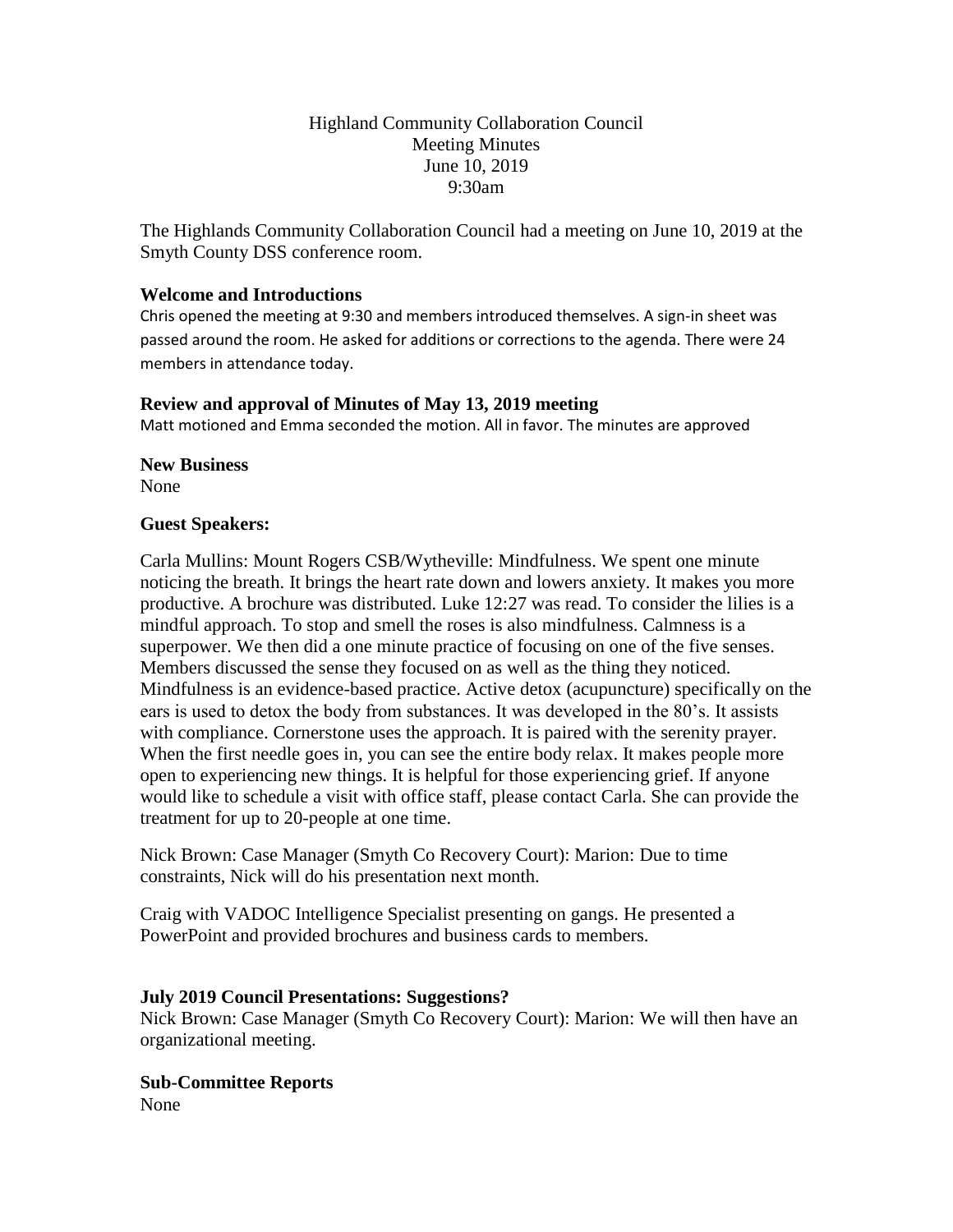Highland Community Collaboration Council
Meeting Minutes
June 10, 2019
9:30am

The Highlands Community Collaboration Council had a meeting on June 10, 2019 at the Smyth County DSS conference room.

### Welcome and Introductions

Chris opened the meeting at 9:30 and members introduced themselves. A sign-in sheet was passed around the room. He asked for additions or corrections to the agenda. There were 24 members in attendance today.

### Review and approval of Minutes of May 13, 2019 meeting

Matt motioned and Emma seconded the motion. All in favor. The minutes are approved

### New Business

None

### Guest Speakers:

Carla Mullins: Mount Rogers CSB/Wytheville: Mindfulness. We spent one minute noticing the breath. It brings the heart rate down and lowers anxiety. It makes you more productive. A brochure was distributed. Luke 12:27 was read. To consider the lilies is a mindful approach. To stop and smell the roses is also mindfulness. Calmness is a superpower. We then did a one minute practice of focusing on one of the five senses. Members discussed the sense they focused on as well as the thing they noticed. Mindfulness is an evidence-based practice. Active detox (acupuncture) specifically on the ears is used to detox the body from substances. It was developed in the 80's. It assists with compliance. Cornerstone uses the approach. It is paired with the serenity prayer. When the first needle goes in, you can see the entire body relax. It makes people more open to experiencing new things. It is helpful for those experiencing grief. If anyone would like to schedule a visit with office staff, please contact Carla. She can provide the treatment for up to 20-people at one time.

Nick Brown: Case Manager (Smyth Co Recovery Court): Marion: Due to time constraints, Nick will do his presentation next month.

Craig with VADOC Intelligence Specialist presenting on gangs. He presented a PowerPoint and provided brochures and business cards to members.

### July 2019 Council Presentations: Suggestions?

Nick Brown: Case Manager (Smyth Co Recovery Court): Marion: We will then have an organizational meeting.

### Sub-Committee Reports

None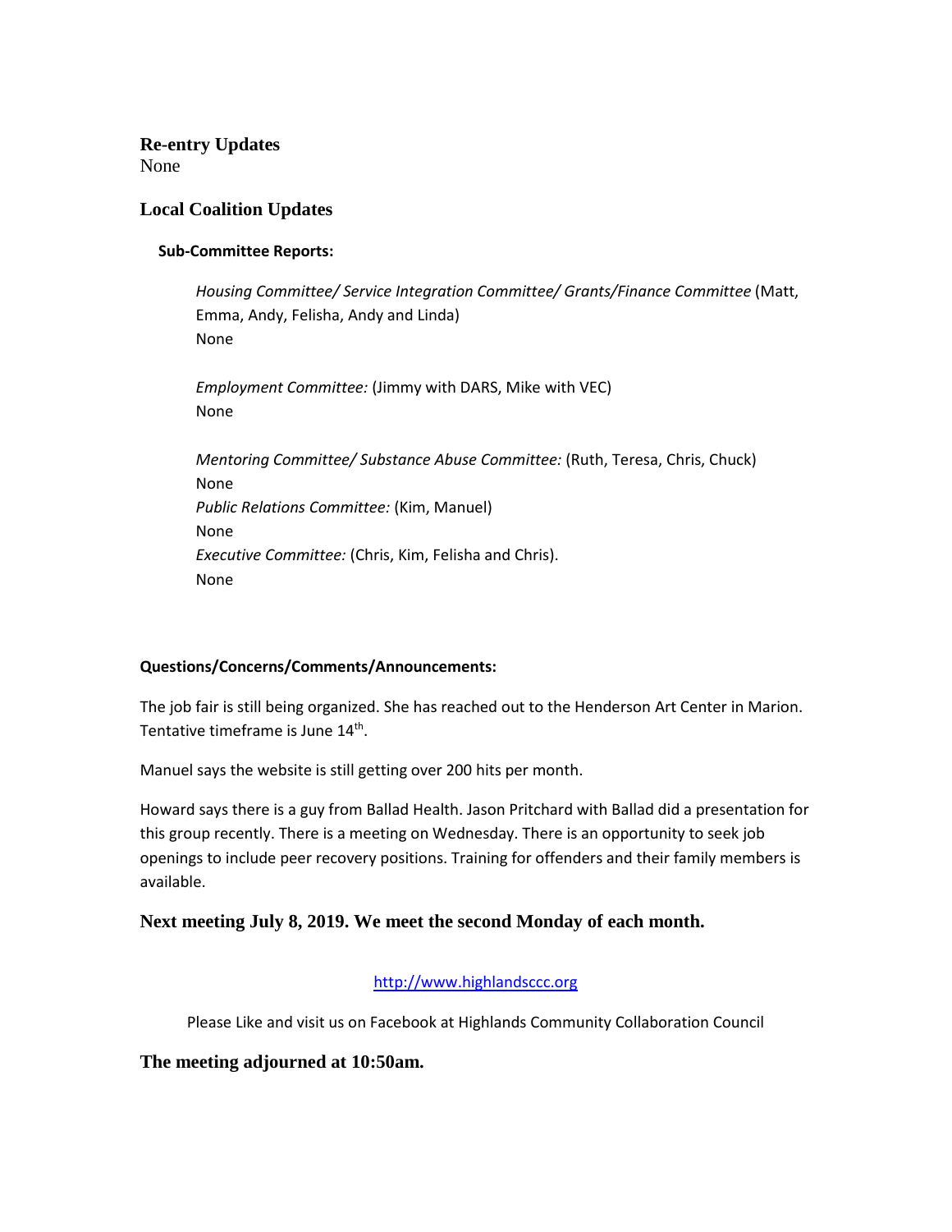### Re-entry Updates

None

### Local Coalition Updates

**Sub-Committee Reports:**

*Housing Committee/ Service Integration Committee/ Grants/Finance Committee* (Matt, Emma, Andy, Felisha, Andy and Linda)
None

*Employment Committee:* (Jimmy with DARS, Mike with VEC)
None

*Mentoring Committee/ Substance Abuse Committee:* (Ruth, Teresa, Chris, Chuck)
None
*Public Relations Committee:* (Kim, Manuel)
None
*Executive Committee:* (Chris, Kim, Felisha and Chris).
None

**Questions/Concerns/Comments/Announcements:**

The job fair is still being organized. She has reached out to the Henderson Art Center in Marion. Tentative timeframe is June 14th.

Manuel says the website is still getting over 200 hits per month.

Howard says there is a guy from Ballad Health. Jason Pritchard with Ballad did a presentation for this group recently. There is a meeting on Wednesday. There is an opportunity to seek job openings to include peer recovery positions. Training for offenders and their family members is available.

**Next meeting July 8, 2019. We meet the second Monday of each month.**

http://www.highlandsccc.org

Please Like and visit us on Facebook at Highlands Community Collaboration Council

**The meeting adjourned at 10:50am.**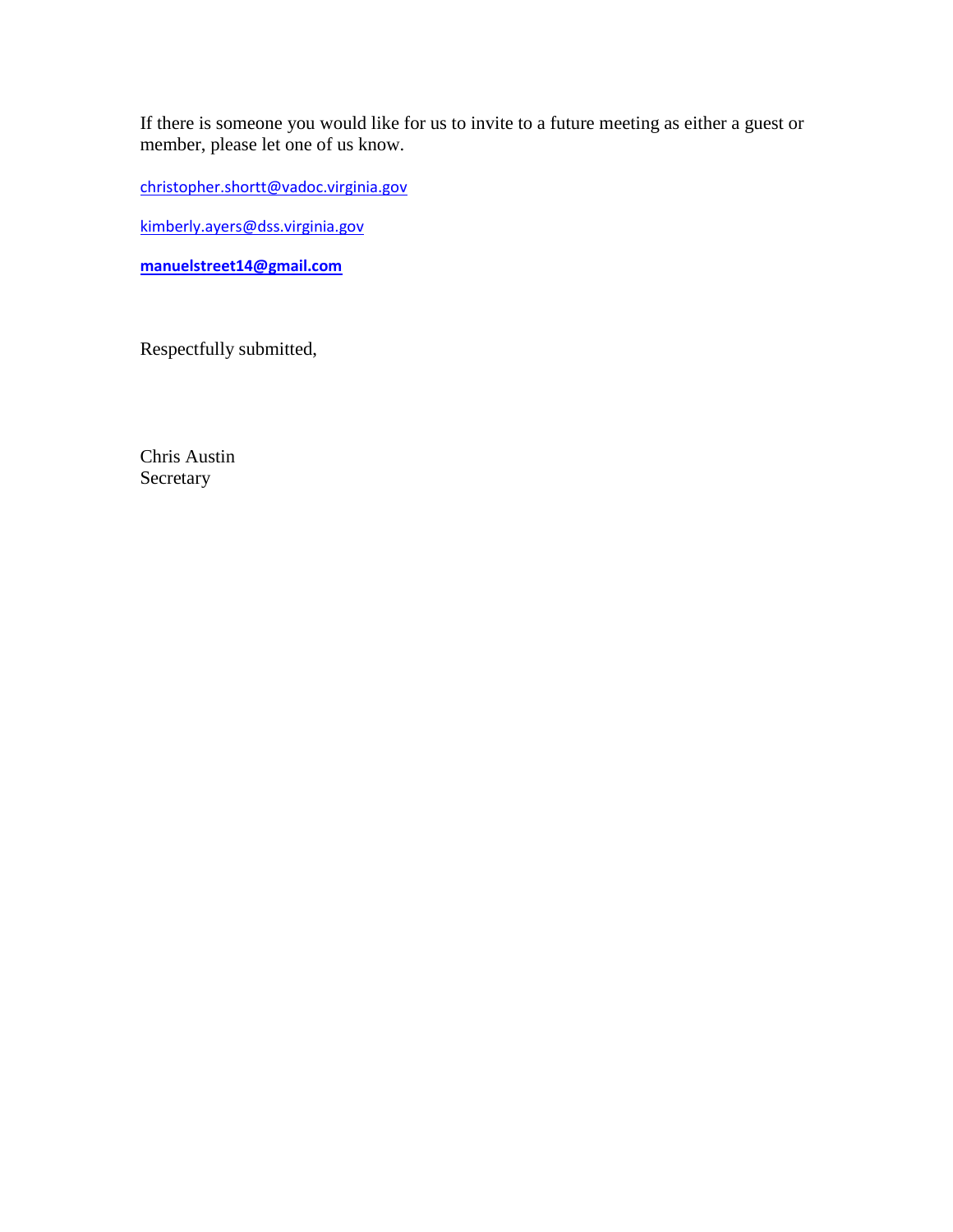If there is someone you would like for us to invite to a future meeting as either a guest or member, please let one of us know.

christopher.shortt@vadoc.virginia.gov

kimberly.ayers@dss.virginia.gov

**manuelstreet14@gmail.com**

Respectfully submitted,

Chris Austin
Secretary